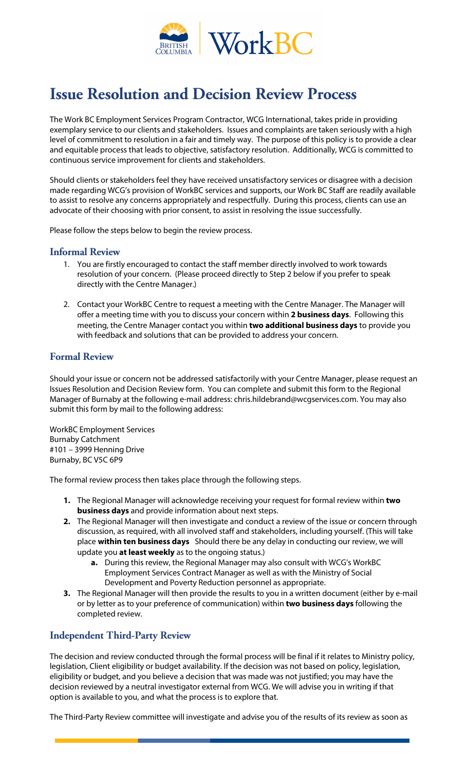# Issue Resolution and Decision Review Process

The Work BC Employment Services Program Contractor, WCG International, takes pride in providing exemplary service to our clients and stakeholders. Issues and complaints are taken seriously with a high level of commitment to resolution in a fair and timely way. The purpose of this policy is to provide a clear and equitable process that leads to objective, satisfactory resolution. Additionally, WCG is committed to continuous service improvement for clients and stakeholders.

Should clients or stakeholders feel they have received unsatisfactory services or disagree with a decision made regarding WCG's provision of WorkBC services and supports, our Work BC Staff are readily available to assist to resolve any concerns appropriately and respectfully. During this process, clients can use an advocate of their choosing with prior consent, to assist in resolving the issue successfully.

Please follow the steps below to begin the review process.

## Informal Review

1. You are firstly encouraged to contact the staff member directly involved to work towards resolution of your concern. (Please proceed directly to Step 2 below if you prefer to speak directly with the Centre Manager.)

2. Contact your WorkBC Centre to request a meeting with the Centre Manager. The Manager will offer a meeting time with you to discuss your concern within **2 business days**. Following this meeting, the Centre Manager contact you within **two additional business days** to provide you with feedback and solutions that can be provided to address your concern.

## Formal Review

Should your issue or concern not be addressed satisfactorily with your Centre Manager, please request an Issues Resolution and Decision Review form. You can complete and submit this form to the Regional Manager of Burnaby at the following e-mail address: chris.hildebrand@wcgservices.com. You may also submit this form by mail to the following address:

WorkBC Employment Services
Burnaby Catchment
#101 – 3999 Henning Drive
Burnaby, BC V5C 6P9

The formal review process then takes place through the following steps.

1. The Regional Manager will acknowledge receiving your request for formal review within **two business days** and provide information about next steps.
2. The Regional Manager will then investigate and conduct a review of the issue or concern through discussion, as required, with all involved staff and stakeholders, including yourself. (This will take place **within ten business days** Should there be any delay in conducting our review, we will update you **at least weekly** as to the ongoing status.)
   a. During this review, the Regional Manager may also consult with WCG's WorkBC Employment Services Contract Manager as well as with the Ministry of Social Development and Poverty Reduction personnel as appropriate.
3. The Regional Manager will then provide the results to you in a written document (either by e-mail or by letter as to your preference of communication) within **two business days** following the completed review.

## Independent Third-Party Review

The decision and review conducted through the formal process will be final if it relates to Ministry policy, legislation, Client eligibility or budget availability. If the decision was not based on policy, legislation, eligibility or budget, and you believe a decision that was made was not justified; you may have the decision reviewed by a neutral investigator external from WCG. We will advise you in writing if that option is available to you, and what the process is to explore that.

The Third-Party Review committee will investigate and advise you of the results of its review as soon as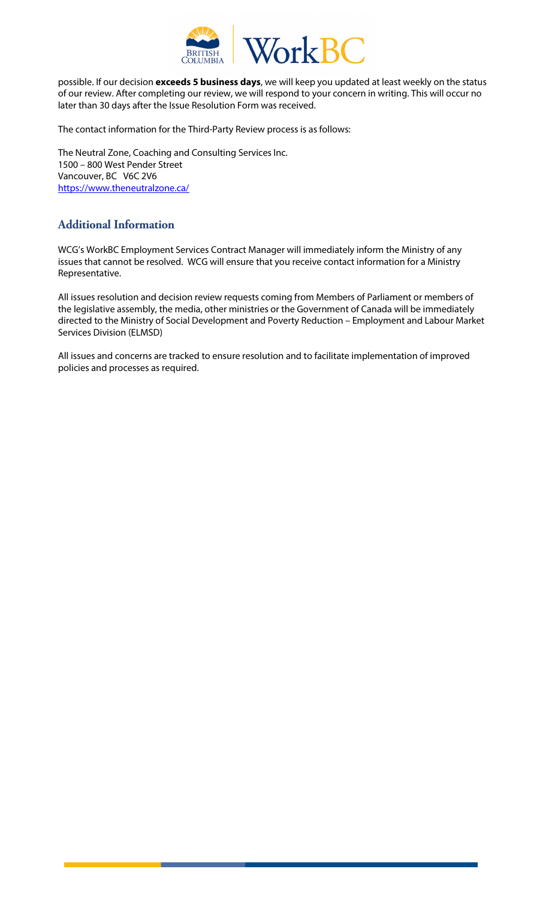possible. If our decision **exceeds 5 business days**, we will keep you updated at least weekly on the status of our review. After completing our review, we will respond to your concern in writing. This will occur no later than 30 days after the Issue Resolution Form was received.

The contact information for the Third-Party Review process is as follows:

The Neutral Zone, Coaching and Consulting Services Inc.
1500 – 800 West Pender Street
Vancouver, BC V6C 2V6
https://www.theneutralzone.ca/

## Additional Information

WCG's WorkBC Employment Services Contract Manager will immediately inform the Ministry of any issues that cannot be resolved. WCG will ensure that you receive contact information for a Ministry Representative.

All issues resolution and decision review requests coming from Members of Parliament or members of the legislative assembly, the media, other ministries or the Government of Canada will be immediately directed to the Ministry of Social Development and Poverty Reduction – Employment and Labour Market Services Division (ELMSD)

All issues and concerns are tracked to ensure resolution and to facilitate implementation of improved policies and processes as required.